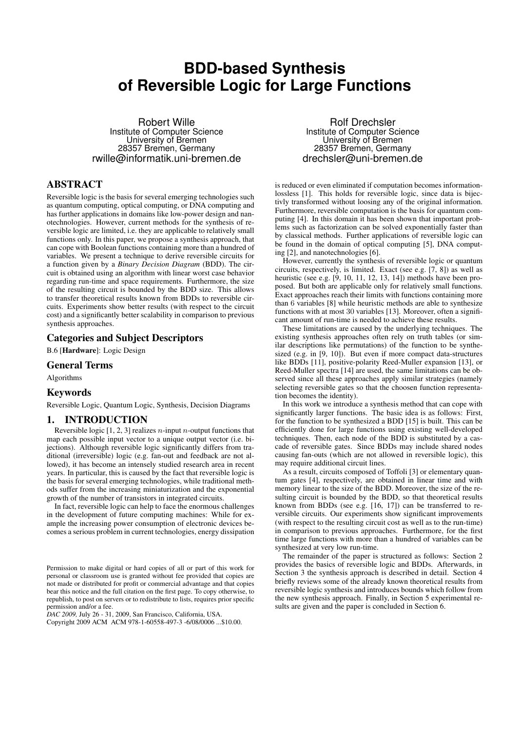# BDD-based Synthesis of Reversible Logic for Large Functions

Robert Wille
Institute of Computer Science
University of Bremen
28357 Bremen, Germany
rwille@informatik.uni-bremen.de

Rolf Drechsler
Institute of Computer Science
University of Bremen
28357 Bremen, Germany
drechsler@uni-bremen.de

## ABSTRACT

Reversible logic is the basis for several emerging technologies such as quantum computing, optical computing, or DNA computing and has further applications in domains like low-power design and nanotechnologies. However, current methods for the synthesis of reversible logic are limited, i.e. they are applicable to relatively small functions only. In this paper, we propose a synthesis approach, that can cope with Boolean functions containing more than a hundred of variables. We present a technique to derive reversible circuits for a function given by a *Binary Decision Diagram* (BDD). The circuit is obtained using an algorithm with linear worst case behavior regarding run-time and space requirements. Furthermore, the size of the resulting circuit is bounded by the BDD size. This allows to transfer theoretical results known from BDDs to reversible circuits. Experiments show better results (with respect to the circuit cost) and a significantly better scalability in comparison to previous synthesis approaches.

## Categories and Subject Descriptors

B.6 [**Hardware**]: Logic Design

## General Terms

Algorithms

## Keywords

Reversible Logic, Quantum Logic, Synthesis, Decision Diagrams

## 1. INTRODUCTION

Reversible logic [1, 2, 3] realizes $n$-input $n$-output functions that map each possible input vector to a unique output vector (i.e. bijections). Although reversible logic significantly differs from traditional (irreversible) logic (e.g. fan-out and feedback are not allowed), it has become an intensely studied research area in recent years. In particular, this is caused by the fact that reversible logic is the basis for several emerging technologies, while traditional methods suffer from the increasing miniaturization and the exponential growth of the number of transistors in integrated circuits.

In fact, reversible logic can help to face the enormous challenges in the development of future computing machines: While for example the increasing power consumption of electronic devices becomes a serious problem in current technologies, energy dissipation is reduced or even eliminated if computation becomes information-lossless [1]. This holds for reversible logic, since data is bijectivly transformed without loosing any of the original information. Furthermore, reversible computation is the basis for quantum computing [4]. In this domain it has been shown that important problems such as factorization can be solved exponentially faster than by classical methods. Further applications of reversible logic can be found in the domain of optical computing [5], DNA computing [2], and nanotechnologies [6].

However, currently the synthesis of reversible logic or quantum circuits, respectively, is limited. Exact (see e.g. [7, 8]) as well as heuristic (see e.g. [9, 10, 11, 12, 13, 14]) methods have been proposed. But both are applicable only for relatively small functions. Exact approaches reach their limits with functions containing more than 6 variables [8] while heuristic methods are able to synthesize functions with at most 30 variables [13]. Moreover, often a significant amount of run-time is needed to achieve these results.

These limitations are caused by the underlying techniques. The existing synthesis approaches often rely on truth tables (or similar descriptions like permutations) of the function to be synthesized (e.g. in [9, 10]). But even if more compact data-structures like BDDs [11], positive-polarity Reed-Muller expansion [13], or Reed-Muller spectra [14] are used, the same limitations can be observed since all these approaches apply similar strategies (namely selecting reversible gates so that the choosen function representation becomes the identity).

In this work we introduce a synthesis method that can cope with significantly larger functions. The basic idea is as follows: First, for the function to be synthesized a BDD [15] is built. This can be efficiently done for large functions using existing well-developed techniques. Then, each node of the BDD is substituted by a cascade of reversible gates. Since BDDs may include shared nodes causing fan-outs (which are not allowed in reversible logic), this may require additional circuit lines.

As a result, circuits composed of Toffoli [3] or elementary quantum gates [4], respectively, are obtained in linear time and with memory linear to the size of the BDD. Moreover, the size of the resulting circuit is bounded by the BDD, so that theoretical results known from BDDs (see e.g. [16, 17]) can be transferred to reversible circuits. Our experiments show significant improvements (with respect to the resulting circuit cost as well as to the run-time) in comparison to previous approaches. Furthermore, for the first time large functions with more than a hundred of variables can be synthesized at very low run-time.

The remainder of the paper is structured as follows: Section 2 provides the basics of reversible logic and BDDs. Afterwards, in Section 3 the synthesis approach is described in detail. Section 4 briefly reviews some of the already known theoretical results from reversible logic synthesis and introduces bounds which follow from the new synthesis approach. Finally, in Section 5 experimental results are given and the paper is concluded in Section 6.

Permission to make digital or hard copies of all or part of this work for personal or classroom use is granted without fee provided that copies are not made or distributed for profit or commercial advantage and that copies bear this notice and the full citation on the first page. To copy otherwise, to republish, to post on servers or to redistribute to lists, requires prior specific permission and/or a fee.
*DAC 2009,* July 26 - 31, 2009, San Francisco, California, USA.
Copyright 2009 ACM ACM 978-1-60558-497-3 -6/08/0006 ...$10.00.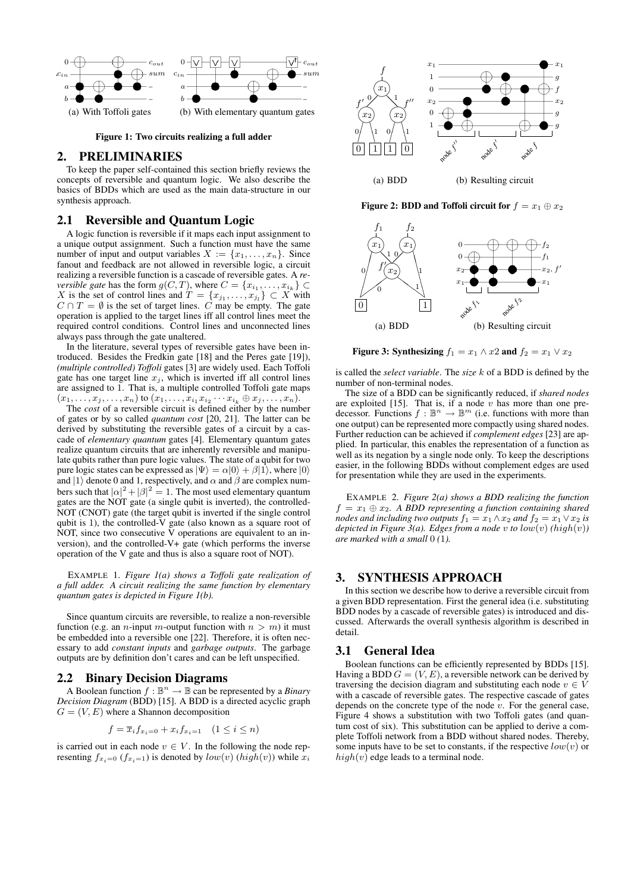(a) With Toffoli gates (b) With elementary quantum gates

**Figure 1: Two circuits realizing a full adder**

## 2. PRELIMINARIES

To keep the paper self-contained this section briefly reviews the concepts of reversible and quantum logic. We also describe the basics of BDDs which are used as the main data-structure in our synthesis approach.

### 2.1 Reversible and Quantum Logic

A logic function is reversible if it maps each input assignment to a unique output assignment. Such a function must have the same number of input and output variables $X := \{x_1, \ldots, x_n\}$. Since fanout and feedback are not allowed in reversible logic, a circuit realizing a reversible function is a cascade of reversible gates. A *reversible gate* has the form $g(C, T)$, where $C = \{x_{i_1}, \ldots, x_{i_k}\} \subset X$ is the set of control lines and $T = \{x_{j_1}, \ldots, x_{j_l}\} \subset X$ with $C \cap T = \emptyset$ is the set of target lines. $C$ may be empty. The gate operation is applied to the target lines iff all control lines meet the required control conditions. Control lines and unconnected lines always pass through the gate unaltered.

In the literature, several types of reversible gates have been introduced. Besides the Fredkin gate [18] and the Peres gate [19]), *(multiple controlled) Toffoli* gates [3] are widely used. Each Toffoli gate has one target line $x_j$, which is inverted iff all control lines are assigned to 1. That is, a multiple controlled Toffoli gate maps $(x_1, \ldots, x_j, \ldots, x_n)$ to $(x_1, \ldots, x_{i_1}x_{i_2}\cdots x_{i_k} \oplus x_j, \ldots, x_n)$.

The *cost* of a reversible circuit is defined either by the number of gates or by so called *quantum cost* [20, 21]. The latter can be derived by substituting the reversible gates of a circuit by a cascade of *elementary quantum* gates [4]. Elementary quantum gates realize quantum circuits that are inherently reversible and manipulate qubits rather than pure logic values. The state of a qubit for two pure logic states can be expressed as $|\Psi\rangle = \alpha|0\rangle + \beta|1\rangle$, where $|0\rangle$ and $|1\rangle$ denote 0 and 1, respectively, and $\alpha$ and $\beta$ are complex numbers such that $|\alpha|^2 + |\beta|^2 = 1$. The most used elementary quantum gates are the NOT gate (a single qubit is inverted), the controlled-NOT (CNOT) gate (the target qubit is inverted if the single control qubit is 1), the controlled-V gate (also known as a square root of NOT, since two consecutive V operations are equivalent to an inversion), and the controlled-V+ gate (which performs the inverse operation of the V gate and thus is also a square root of NOT).

EXAMPLE 1. *Figure 1(a) shows a Toffoli gate realization of a full adder. A circuit realizing the same function by elementary quantum gates is depicted in Figure 1(b).*

Since quantum circuits are reversible, to realize a non-reversible function (e.g. an $n$-input $m$-output function with $n > m$) it must be embedded into a reversible one [22]. Therefore, it is often necessary to add *constant inputs* and *garbage outputs*. The garbage outputs are by definition don't cares and can be left unspecified.

### 2.2 Binary Decision Diagrams

A Boolean function $f : \mathbb{B}^n \to \mathbb{B}$ can be represented by a *Binary Decision Diagram* (BDD) [15]. A BDD is a directed acyclic graph $G = (V, E)$ where a Shannon decomposition

$$f = \overline{x}_i f_{x_i=0} + x_i f_{x_i=1} \quad (1 \le i \le n)$$

is carried out in each node $v \in V$. In the following the node representing $f_{x_i=0}$ ($f_{x_i=1}$) is denoted by $low(v)$ ($high(v)$) while $x_i$ is called the *select variable*. The *size* $k$ of a BDD is defined by the number of non-terminal nodes.

(a) BDD (b) Resulting circuit

**Figure 2: BDD and Toffoli circuit for $f = x_1 \oplus x_2$**

(a) BDD (b) Resulting circuit

**Figure 3: Synthesizing $f_1 = x_1 \wedge x2$ and $f_2 = x_1 \vee x_2$**

The size of a BDD can be significantly reduced, if *shared nodes* are exploited [15]. That is, if a node $v$ has more than one predecessor. Functions $f : \mathbb{B}^n \to \mathbb{B}^m$ (i.e. functions with more than one output) can be represented more compactly using shared nodes. Further reduction can be achieved if *complement edges* [23] are applied. In particular, this enables the representation of a function as well as its negation by a single node only. To keep the descriptions easier, in the following BDDs without complement edges are used for presentation while they are used in the experiments.

EXAMPLE 2. *Figure 2(a) shows a BDD realizing the function $f = x_1 \oplus x_2$. A BDD representing a function containing shared nodes and including two outputs $f_1 = x_1 \wedge x_2$ and $f_2 = x_1 \vee x_2$ is depicted in Figure 3(a). Edges from a node $v$ to $low(v)$ ($high(v)$) are marked with a small 0 (1).*

## 3. SYNTHESIS APPROACH

In this section we describe how to derive a reversible circuit from a given BDD representation. First the general idea (i.e. substituting BDD nodes by a cascade of reversible gates) is introduced and discussed. Afterwards the overall synthesis algorithm is described in detail.

### 3.1 General Idea

Boolean functions can be efficiently represented by BDDs [15]. Having a BDD $G = (V, E)$, a reversible network can be derived by traversing the decision diagram and substituting each node $v \in V$ with a cascade of reversible gates. The respective cascade of gates depends on the concrete type of the node $v$. For the general case, Figure 4 shows a substitution with two Toffoli gates (and quantum cost of six). This substitution can be applied to derive a complete Toffoli network from a BDD without shared nodes. Thereby, some inputs have to be set to constants, if the respective $low(v)$ or $high(v)$ edge leads to a terminal node.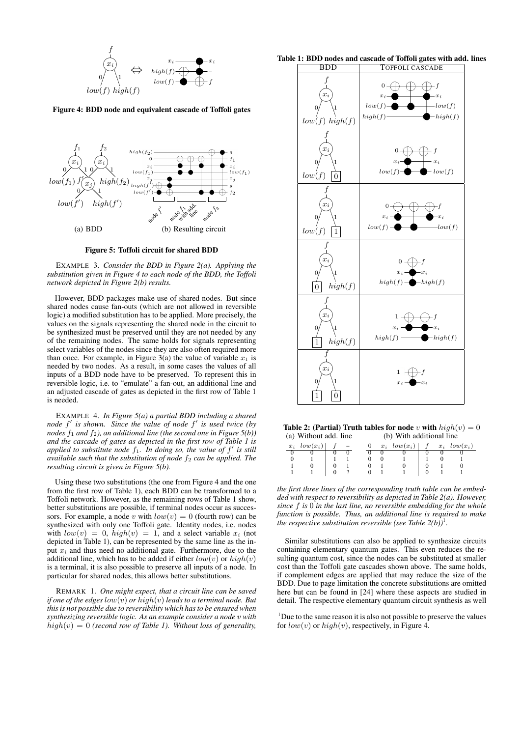**Figure 4: BDD node and equivalent cascade of Toffoli gates**

(a) BDD (b) Resulting circuit

**Figure 5: Toffoli circuit for shared BDD**

EXAMPLE 3. *Consider the BDD in Figure 2(a). Applying the substitution given in Figure 4 to each node of the BDD, the Toffoli network depicted in Figure 2(b) results.*

However, BDD packages make use of shared nodes. But since shared nodes cause fan-outs (which are not allowed in reversible logic) a modified substitution has to be applied. More precisely, the values on the signals representing the shared node in the circuit to be synthesized must be preserved until they are not needed by any of the remaining nodes. The same holds for signals representing select variables of the nodes since they are also often required more than once. For example, in Figure 3(a) the value of variable $x_1$ is needed by two nodes. As a result, in some cases the values of all inputs of a BDD node have to be preserved. To represent this in reversible logic, i.e. to "emulate" a fan-out, an additional line and an adjusted cascade of gates as depicted in the first row of Table 1 is needed.

EXAMPLE 4. *In Figure 5(a) a partial BDD including a shared node $f'$ is shown. Since the value of node $f'$ is used twice (by nodes $f_1$ and $f_2$), an additional line (the second one in Figure 5(b)) and the cascade of gates as depicted in the first row of Table 1 is applied to substitute node $f_1$. In doing so, the value of $f'$ is still available such that the substitution of node $f_2$ can be applied. The resulting circuit is given in Figure 5(b).*

Using these two substitutions (the one from Figure 4 and the one from the first row of Table 1), each BDD can be transformed to a Toffoli network. However, as the remaining rows of Table 1 show, better substitutions are possible, if terminal nodes occur as successors. For example, a node $v$ with $low(v) = 0$ (fourth row) can be synthesized with only one Toffoli gate. Identity nodes, i.e. nodes with $low(v) = 0$, $high(v) = 1$, and a select variable $x_i$ (not depicted in Table 1), can be represented by the same line as the input $x_i$ and thus need no additional gate. Furthermore, due to the additional line, which has to be added if either $low(v)$ or $high(v)$ is a terminal, it is also possible to preserve all inputs of a node. In particular for shared nodes, this allows better substitutions.

REMARK 1. *One might expect, that a circuit line can be saved if one of the edges $low(v)$ or $high(v)$ leads to a terminal node. But this is not possible due to reversibility which has to be ensured when synthesizing reversible logic. As an example consider a node $v$ with $high(v) = 0$ (second row of Table 1). Without loss of generality, the first three lines of the corresponding truth table can be embedded with respect to reversibility as depicted in Table 2(a). However, since $f$ is 0 in the last line, no reversible embedding for the whole function is possible. Thus, an additional line is required to make the respective substitution reversible (see Table 2(b))*[1].

**Table 1: BDD nodes and cascade of Toffoli gates with add. lines**

| BDD | TOFFOLI CASCADE |
|---|---|
| Node $x_i$, 0-edge to $low(f)$, 1-edge to $high(f)$ | Lines $0 \to f$, $x_i \to x_i$, $low(f) \to low(f)$, $high(f) \to high(f)$ |
| Node $x_i$, 0-edge to $low(f)$, 1-edge to terminal 0 | Lines $0 \to f$, $x_i \to x_i$, $low(f) \to low(f)$ |
| Node $x_i$, 0-edge to $low(f)$, 1-edge to terminal 1 | Lines $0 \to f$, $x_i \to x_i$, $low(f) \to low(f)$ |
| Node $x_i$, 0-edge to terminal 0, 1-edge to $high(f)$ | Lines $0 \to f$, $x_i \to x_i$, $high(f) \to high(f)$ |
| Node $x_i$, 0-edge to terminal 1, 1-edge to $high(f)$ | Lines $1 \to f$, $x_i \to x_i$, $high(f) \to high(f)$ |
| Node $x_i$, 0-edge to terminal 1, 1-edge to terminal 0 | Lines $1 \to f$, $x_i \to x_i$ |

**Table 2: (Partial) Truth tables for node $v$ with $high(v) = 0$**

(a) Without add. line

| $x_i$ | $low(x_i)$ | $f$ | $-$ |
|---|---|---|---|
| 0 | 0 | 0 | 0 |
| 0 | 1 | 1 | 1 |
| 1 | 0 | 0 | 1 |
| 1 | 1 | 0 | ? |

(b) With additional line

| 0 | $x_i$ | $low(x_i)$ | $f$ | $x_i$ | $low(x_i)$ |
|---|---|---|---|---|---|
| 0 | 0 | 0 | 0 | 0 | 0 |
| 0 | 0 | 1 | 1 | 0 | 1 |
| 0 | 1 | 0 | 0 | 1 | 0 |
| 0 | 1 | 1 | 0 | 1 | 1 |

Similar substitutions can also be applied to synthesize circuits containing elementary quantum gates. This even reduces the resulting quantum cost, since the nodes can be substituted at smaller cost than the Toffoli gate cascades shown above. The same holds, if complement edges are applied that may reduce the size of the BDD. Due to page limitation the concrete substitutions are omitted here but can be found in [24] where these aspects are studied in detail. The respective elementary quantum circuit synthesis as well

[1] Due to the same reason it is also not possible to preserve the values for $low(v)$ or $high(v)$, respectively, in Figure 4.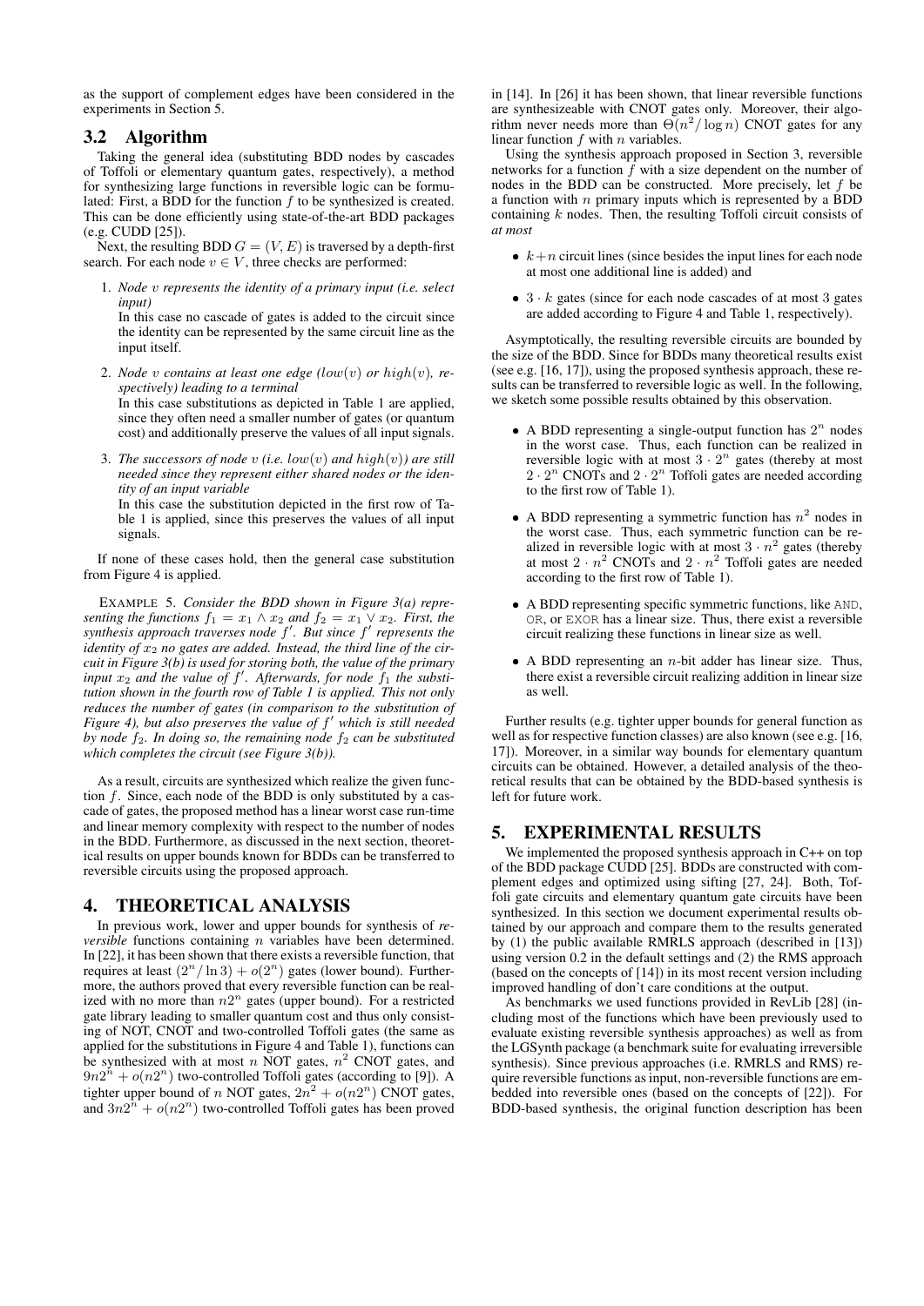as the support of complement edges have been considered in the experiments in Section 5.

### 3.2 Algorithm

Taking the general idea (substituting BDD nodes by cascades of Toffoli or elementary quantum gates, respectively), a method for synthesizing large functions in reversible logic can be formulated: First, a BDD for the function $f$ to be synthesized is created. This can be done efficiently using state-of-the-art BDD packages (e.g. CUDD [25]).

Next, the resulting BDD $G = (V, E)$ is traversed by a depth-first search. For each node $v \in V$, three checks are performed:

1. *Node $v$ represents the identity of a primary input (i.e. select input)*
   In this case no cascade of gates is added to the circuit since the identity can be represented by the same circuit line as the input itself.
2. *Node $v$ contains at least one edge ($low(v)$ or $high(v)$, respectively) leading to a terminal*
   In this case substitutions as depicted in Table 1 are applied, since they often need a smaller number of gates (or quantum cost) and additionally preserve the values of all input signals.
3. *The successors of node $v$ (i.e. $low(v)$ and $high(v)$) are still needed since they represent either shared nodes or the identity of an input variable*
   In this case the substitution depicted in the first row of Table 1 is applied, since this preserves the values of all input signals.

If none of these cases hold, then the general case substitution from Figure 4 is applied.

EXAMPLE 5. *Consider the BDD shown in Figure 3(a) representing the functions $f_1 = x_1 \wedge x_2$ and $f_2 = x_1 \vee x_2$. First, the synthesis approach traverses node $f'$. But since $f'$ represents the identity of $x_2$ no gates are added. Instead, the third line of the circuit in Figure 3(b) is used for storing both, the value of the primary input $x_2$ and the value of $f'$. Afterwards, for node $f_1$ the substitution shown in the fourth row of Table 1 is applied. This not only reduces the number of gates (in comparison to the substitution of Figure 4), but also preserves the value of $f'$ which is still needed by node $f_2$. In doing so, the remaining node $f_2$ can be substituted which completes the circuit (see Figure 3(b)).*

As a result, circuits are synthesized which realize the given function $f$. Since, each node of the BDD is only substituted by a cascade of gates, the proposed method has a linear worst case run-time and linear memory complexity with respect to the number of nodes in the BDD. Furthermore, as discussed in the next section, theoretical results on upper bounds known for BDDs can be transferred to reversible circuits using the proposed approach.

## 4. THEORETICAL ANALYSIS

In previous work, lower and upper bounds for synthesis of *reversible* functions containing $n$ variables have been determined. In [22], it has been shown that there exists a reversible function, that requires at least $(2^n/\ln 3) + o(2^n)$ gates (lower bound). Furthermore, the authors proved that every reversible function can be realized with no more than $n2^n$ gates (upper bound). For a restricted gate library leading to smaller quantum cost and thus only consisting of NOT, CNOT and two-controlled Toffoli gates (the same as applied for the substitutions in Figure 4 and Table 1), functions can be synthesized with at most $n$ NOT gates, $n^2$ CNOT gates, and $9n2^n + o(n2^n)$ two-controlled Toffoli gates (according to [9]). A tighter upper bound of $n$ NOT gates, $2n^2 + o(n2^n)$ CNOT gates, and $3n2^n + o(n2^n)$ two-controlled Toffoli gates has been proved in [14]. In [26] it has been shown, that linear reversible functions are synthesizeable with CNOT gates only. Moreover, their algorithm never needs more than $\Theta(n^2/\log n)$ CNOT gates for any linear function $f$ with $n$ variables.

Using the synthesis approach proposed in Section 3, reversible networks for a function $f$ with a size dependent on the number of nodes in the BDD can be constructed. More precisely, let $f$ be a function with $n$ primary inputs which is represented by a BDD containing $k$ nodes. Then, the resulting Toffoli circuit consists of *at most*

- $k+n$ circuit lines (since besides the input lines for each node at most one additional line is added) and
- $3 \cdot k$ gates (since for each node cascades of at most 3 gates are added according to Figure 4 and Table 1, respectively).

Asymptotically, the resulting reversible circuits are bounded by the size of the BDD. Since for BDDs many theoretical results exist (see e.g. [16, 17]), using the proposed synthesis approach, these results can be transferred to reversible logic as well. In the following, we sketch some possible results obtained by this observation.

- A BDD representing a single-output function has $2^n$ nodes in the worst case. Thus, each function can be realized in reversible logic with at most $3 \cdot 2^n$ gates (thereby at most $2 \cdot 2^n$ CNOTs and $2 \cdot 2^n$ Toffoli gates are needed according to the first row of Table 1).
- A BDD representing a symmetric function has $n^2$ nodes in the worst case. Thus, each symmetric function can be realized in reversible logic with at most $3 \cdot n^2$ gates (thereby at most $2 \cdot n^2$ CNOTs and $2 \cdot n^2$ Toffoli gates are needed according to the first row of Table 1).
- A BDD representing specific symmetric functions, like AND, OR, or EXOR has a linear size. Thus, there exist a reversible circuit realizing these functions in linear size as well.
- A BDD representing an $n$-bit adder has linear size. Thus, there exist a reversible circuit realizing addition in linear size as well.

Further results (e.g. tighter upper bounds for general function as well as for respective function classes) are also known (see e.g. [16, 17]). Moreover, in a similar way bounds for elementary quantum circuits can be obtained. However, a detailed analysis of the theoretical results that can be obtained by the BDD-based synthesis is left for future work.

## 5. EXPERIMENTAL RESULTS

We implemented the proposed synthesis approach in C++ on top of the BDD package CUDD [25]. BDDs are constructed with complement edges and optimized using sifting [27, 24]. Both, Toffoli gate circuits and elementary quantum gate circuits have been synthesized. In this section we document experimental results obtained by our approach and compare them to the results generated by (1) the public available RMRLS approach (described in [13]) using version 0.2 in the default settings and (2) the RMS approach (based on the concepts of [14]) in its most recent version including improved handling of don't care conditions at the output.

As benchmarks we used functions provided in RevLib [28] (including most of the functions which have been previously used to evaluate existing reversible synthesis approaches) as well as from the LGSynth package (a benchmark suite for evaluating irreversible synthesis). Since previous approaches (i.e. RMRLS and RMS) require reversible functions as input, non-reversible functions are embedded into reversible ones (based on the concepts of [22]). For BDD-based synthesis, the original function description has been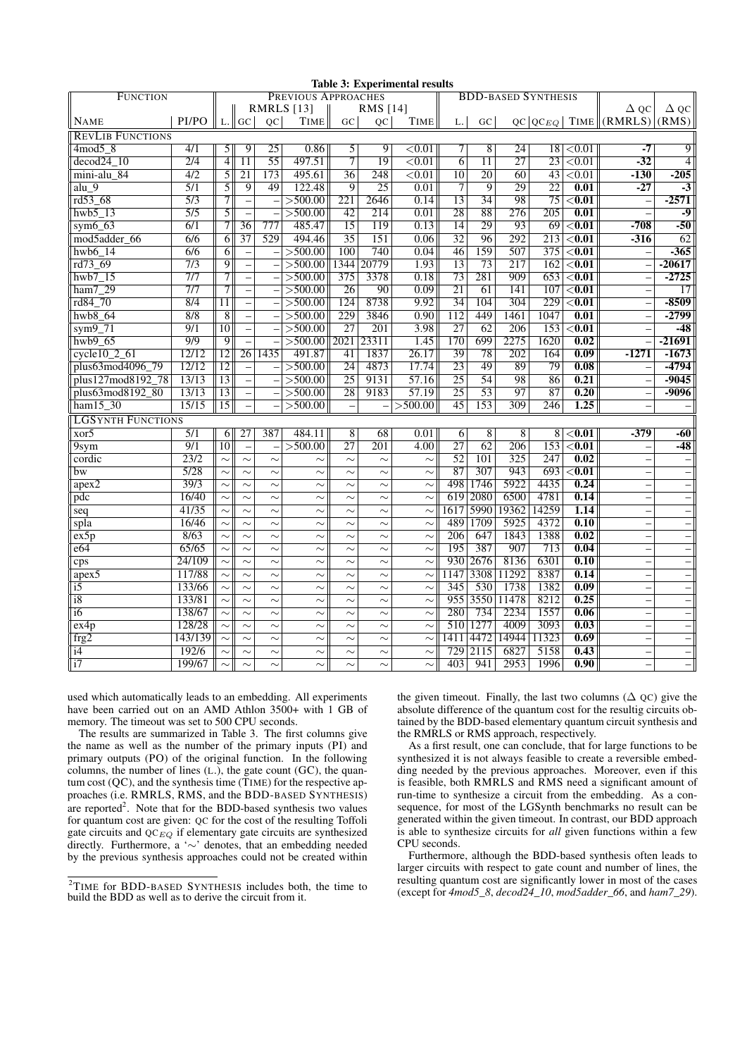**Table 3: Experimental results**

| Function | | Previous Approaches | | | | | | | | BDD-based Synthesis | | | | | | |
|---|---|---|---|---|---|---|---|---|---|---|---|---|---|---|---|---|
| | | | RMRLS [13] | | | RMS [14] | | | | | | | | | Δ QC | Δ QC |
| Name | PI/PO | L. | GC | QC | Time | GC | QC | Time | L. | GC | QC | $QC_{EQ}$ | Time | (RMRLS) | (RMS) |
| **RevLib Functions** | | | | | | | | | | | | | | | |
| 4mod5_8 | 4/1 | 5 | 9 | 25 | 0.86 | 5 | 9 | <0.01 | 7 | 8 | 24 | 18 | <0.01 | **-7** | 9 |
| decod24_10 | 2/4 | 4 | 11 | 55 | 497.51 | 7 | 19 | <0.01 | 6 | 11 | 27 | 23 | <0.01 | **-32** | 4 |
| mini-alu_84 | 4/2 | 5 | 21 | 173 | 495.61 | 36 | 248 | <0.01 | 10 | 20 | 60 | 43 | <0.01 | **-130** | **-205** |
| alu_9 | 5/1 | 5 | 9 | 49 | 122.48 | 9 | 25 | 0.01 | 7 | 9 | 29 | 22 | **0.01** | **-27** | **-3** |
| rd53_68 | 5/3 | 7 | – | – | >500.00 | 221 | 2646 | 0.14 | 13 | 34 | 98 | 75 | **<0.01** | – | **-2571** |
| hwb5_13 | 5/5 | 5 | – | – | >500.00 | 42 | 214 | 0.01 | 28 | 88 | 276 | 205 | **0.01** | – | **-9** |
| sym6_63 | 6/1 | 7 | 36 | 777 | 485.47 | 15 | 119 | 0.13 | 14 | 29 | 93 | 69 | **<0.01** | **-708** | **-50** |
| mod5adder_66 | 6/6 | 6 | 37 | 529 | 494.46 | 35 | 151 | 0.06 | 32 | 96 | 292 | 213 | **<0.01** | **-316** | 62 |
| hwb6_14 | 6/6 | 6 | – | – | >500.00 | 100 | 740 | 0.04 | 46 | 159 | 507 | 375 | **<0.01** | – | **-365** |
| rd73_69 | 7/3 | 9 | – | – | >500.00 | 1344 | 20779 | 1.93 | 13 | 73 | 217 | 162 | **<0.01** | – | **-20617** |
| hwb7_15 | 7/7 | 7 | – | – | >500.00 | 375 | 3378 | 0.18 | 73 | 281 | 909 | 653 | **<0.01** | – | **-2725** |
| ham7_29 | 7/7 | 7 | – | – | >500.00 | 26 | 90 | 0.09 | 21 | 61 | 141 | 107 | **<0.01** | – | 17 |
| rd84_70 | 8/4 | 11 | – | – | >500.00 | 124 | 8738 | 9.92 | 34 | 104 | 304 | 229 | **<0.01** | – | **-8509** |
| hwb8_64 | 8/8 | 8 | – | – | >500.00 | 229 | 3846 | 0.90 | 112 | 449 | 1461 | 1047 | **0.01** | – | **-2799** |
| sym9_71 | 9/1 | 10 | – | – | >500.00 | 27 | 201 | 3.98 | 27 | 62 | 206 | 153 | **<0.01** | – | **-48** |
| hwb9_65 | 9/9 | 9 | – | – | >500.00 | 2021 | 23311 | 1.45 | 170 | 699 | 2275 | 1620 | **0.02** | – | **-21691** |
| cycle10_2_61 | 12/12 | 12 | 26 | 1435 | 491.87 | 41 | 1837 | 26.17 | 39 | 78 | 202 | 164 | **0.09** | **-1271** | **-1673** |
| plus63mod4096_79 | 12/12 | 12 | – | – | >500.00 | 24 | 4873 | 17.74 | 23 | 49 | 89 | 79 | **0.08** | – | **-4794** |
| plus127mod8192_78 | 13/13 | 13 | – | – | >500.00 | 25 | 9131 | 57.16 | 25 | 54 | 98 | 86 | **0.21** | – | **-9045** |
| plus63mod8192_80 | 13/13 | 13 | – | – | >500.00 | 28 | 9183 | 57.19 | 25 | 53 | 97 | 87 | **0.20** | – | **-9096** |
| ham15_30 | 15/15 | 15 | – | – | >500.00 | – | – | >500.00 | 45 | 153 | 309 | 246 | **1.25** | – | – |
| **LGSynth Functions** | | | | | | | | | | | | | | | |
| xor5 | 5/1 | 6 | 27 | 387 | 484.11 | 8 | 68 | 0.01 | 6 | 8 | 8 | 8 | **<0.01** | **-379** | **-60** |
| 9sym | 9/1 | 10 | – | – | >500.00 | 27 | 201 | 4.00 | 27 | 62 | 206 | 153 | **<0.01** | – | **-48** |
| cordic | 23/2 | ∼ | ∼ | ∼ | ∼ | ∼ | ∼ | ∼ | 52 | 101 | 325 | 247 | **0.02** | – | – |
| bw | 5/28 | ∼ | ∼ | ∼ | ∼ | ∼ | ∼ | ∼ | 87 | 307 | 943 | 693 | **<0.01** | – | – |
| apex2 | 39/3 | ∼ | ∼ | ∼ | ∼ | ∼ | ∼ | ∼ | 498 | 1746 | 5922 | 4435 | **0.24** | – | – |
| pdc | 16/40 | ∼ | ∼ | ∼ | ∼ | ∼ | ∼ | ∼ | 619 | 2080 | 6500 | 4781 | **0.14** | – | – |
| seq | 41/35 | ∼ | ∼ | ∼ | ∼ | ∼ | ∼ | ∼ | 1617 | 5990 | 19362 | 14259 | **1.14** | – | – |
| spla | 16/46 | ∼ | ∼ | ∼ | ∼ | ∼ | ∼ | ∼ | 489 | 1709 | 5925 | 4372 | **0.10** | – | – |
| ex5p | 8/63 | ∼ | ∼ | ∼ | ∼ | ∼ | ∼ | ∼ | 206 | 647 | 1843 | 1388 | **0.02** | – | – |
| e64 | 65/65 | ∼ | ∼ | ∼ | ∼ | ∼ | ∼ | ∼ | 195 | 387 | 907 | 713 | **0.04** | – | – |
| cps | 24/109 | ∼ | ∼ | ∼ | ∼ | ∼ | ∼ | ∼ | 930 | 2676 | 8136 | 6301 | **0.10** | – | – |
| apex5 | 117/88 | ∼ | ∼ | ∼ | ∼ | ∼ | ∼ | ∼ | 1147 | 3308 | 11292 | 8387 | **0.14** | – | – |
| i5 | 133/66 | ∼ | ∼ | ∼ | ∼ | ∼ | ∼ | ∼ | 345 | 530 | 1738 | 1382 | **0.09** | – | – |
| i8 | 133/81 | ∼ | ∼ | ∼ | ∼ | ∼ | ∼ | ∼ | 955 | 3550 | 11478 | 8212 | **0.25** | – | – |
| i6 | 138/67 | ∼ | ∼ | ∼ | ∼ | ∼ | ∼ | ∼ | 280 | 734 | 2234 | 1557 | **0.06** | – | – |
| ex4p | 128/28 | ∼ | ∼ | ∼ | ∼ | ∼ | ∼ | ∼ | 510 | 1277 | 4009 | 3093 | **0.03** | – | – |
| frg2 | 143/139 | ∼ | ∼ | ∼ | ∼ | ∼ | ∼ | ∼ | 1411 | 4472 | 14944 | 11323 | **0.69** | – | – |
| i4 | 192/6 | ∼ | ∼ | ∼ | ∼ | ∼ | ∼ | ∼ | 729 | 2115 | 6827 | 5158 | **0.43** | – | – |
| i7 | 199/67 | ∼ | ∼ | ∼ | ∼ | ∼ | ∼ | ∼ | 403 | 941 | 2953 | 1996 | **0.90** | – | – |

used which automatically leads to an embedding. All experiments have been carried out on an AMD Athlon 3500+ with 1 GB of memory. The timeout was set to 500 CPU seconds.

The results are summarized in Table 3. The first columns give the name as well as the number of the primary inputs (PI) and primary outputs (PO) of the original function. In the following columns, the number of lines (L.), the gate count (GC), the quantum cost (QC), and the synthesis time (TIME) for the respective approaches (i.e. RMRLS, RMS, and the BDD-BASED SYNTHESIS) are reported[2]. Note that for the BDD-based synthesis two values for quantum cost are given: QC for the cost of the resulting Toffoli gate circuits and $QC_{EQ}$ if elementary gate circuits are synthesized directly. Furthermore, a '∼' denotes, that an embedding needed by the previous synthesis approaches could not be created within the given timeout. Finally, the last two columns (Δ QC) give the absolute difference of the quantum cost for the resultig circuits obtained by the BDD-based elementary quantum circuit synthesis and the RMRLS or RMS approach, respectively.

As a first result, one can conclude, that for large functions to be synthesized it is not always feasible to create a reversible embedding needed by the previous approaches. Moreover, even if this is feasible, both RMRLS and RMS need a significant amount of run-time to synthesize a circuit from the embedding. As a consequence, for most of the LGSynth benchmarks no result can be generated within the given timeout. In contrast, our BDD approach is able to synthesize circuits for *all* given functions within a few CPU seconds.

Furthermore, although the BDD-based synthesis often leads to larger circuits with respect to gate count and number of lines, the resulting quantum cost are significantly lower in most of the cases (except for *4mod5_8*, *decod24_10*, *mod5adder_66*, and *ham7_29*).

[2] TIME for BDD-BASED SYNTHESIS includes both, the time to build the BDD as well as to derive the circuit from it.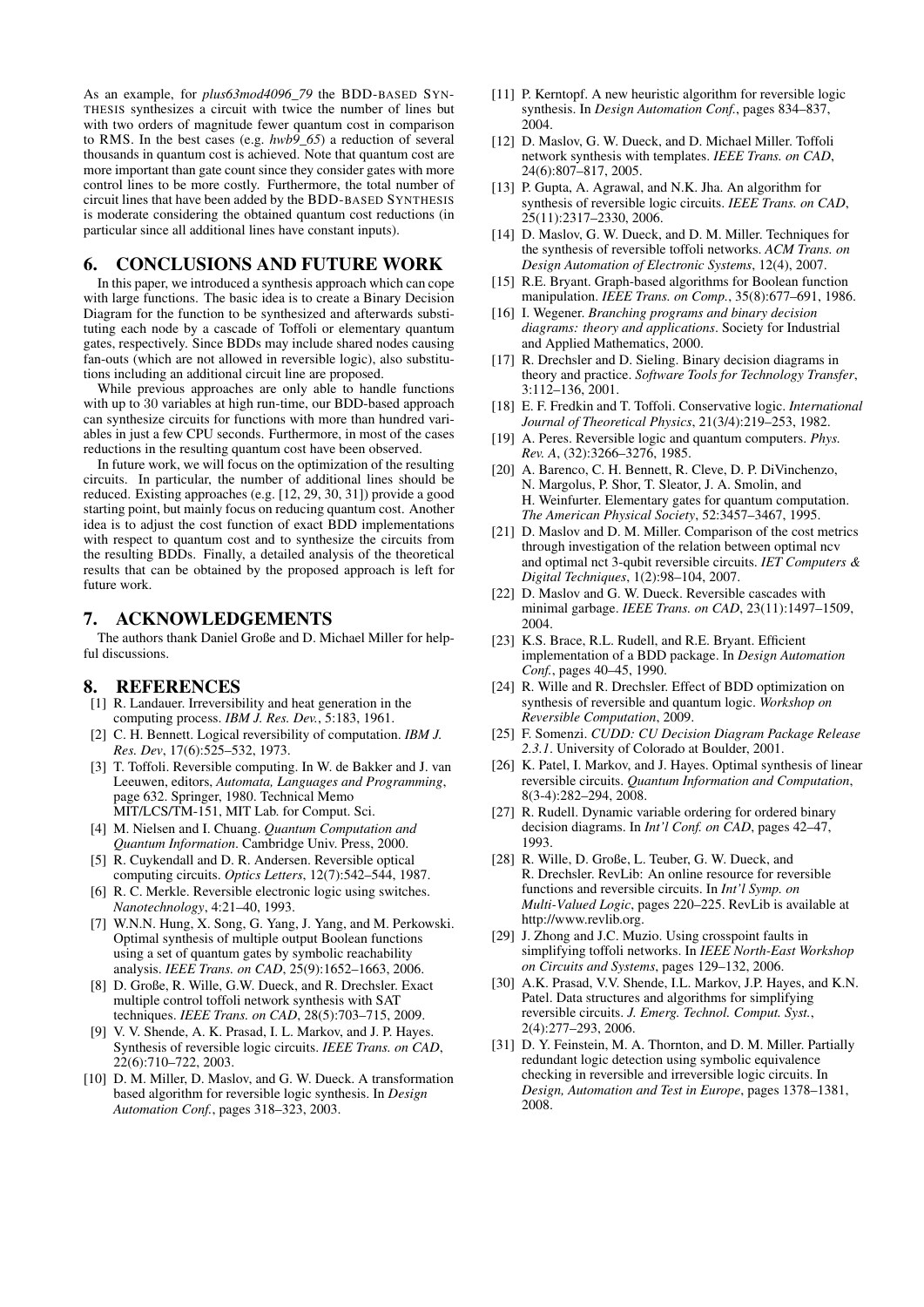As an example, for *plus63mod4096_79* the BDD-BASED SYNTHESIS synthesizes a circuit with twice the number of lines but with two orders of magnitude fewer quantum cost in comparison to RMS. In the best cases (e.g. *hwb9_65*) a reduction of several thousands in quantum cost is achieved. Note that quantum cost are more important than gate count since they consider gates with more control lines to be more costly. Furthermore, the total number of circuit lines that have been added by the BDD-BASED SYNTHESIS is moderate considering the obtained quantum cost reductions (in particular since all additional lines have constant inputs).

## 6. CONCLUSIONS AND FUTURE WORK

In this paper, we introduced a synthesis approach which can cope with large functions. The basic idea is to create a Binary Decision Diagram for the function to be synthesized and afterwards substituting each node by a cascade of Toffoli or elementary quantum gates, respectively. Since BDDs may include shared nodes causing fan-outs (which are not allowed in reversible logic), also substitutions including an additional circuit line are proposed.

While previous approaches are only able to handle functions with up to 30 variables at high run-time, our BDD-based approach can synthesize circuits for functions with more than hundred variables in just a few CPU seconds. Furthermore, in most of the cases reductions in the resulting quantum cost have been observed.

In future work, we will focus on the optimization of the resulting circuits. In particular, the number of additional lines should be reduced. Existing approaches (e.g. [12, 29, 30, 31]) provide a good starting point, but mainly focus on reducing quantum cost. Another idea is to adjust the cost function of exact BDD implementations with respect to quantum cost and to synthesize the circuits from the resulting BDDs. Finally, a detailed analysis of the theoretical results that can be obtained by the proposed approach is left for future work.

## 7. ACKNOWLEDGEMENTS

The authors thank Daniel Große and D. Michael Miller for helpful discussions.

## 8. REFERENCES

[1] R. Landauer. Irreversibility and heat generation in the computing process. *IBM J. Res. Dev.*, 5:183, 1961.

[2] C. H. Bennett. Logical reversibility of computation. *IBM J. Res. Dev*, 17(6):525–532, 1973.

[3] T. Toffoli. Reversible computing. In W. de Bakker and J. van Leeuwen, editors, *Automata, Languages and Programming*, page 632. Springer, 1980. Technical Memo MIT/LCS/TM-151, MIT Lab. for Comput. Sci.

[4] M. Nielsen and I. Chuang. *Quantum Computation and Quantum Information*. Cambridge Univ. Press, 2000.

[5] R. Cuykendall and D. R. Andersen. Reversible optical computing circuits. *Optics Letters*, 12(7):542–544, 1987.

[6] R. C. Merkle. Reversible electronic logic using switches. *Nanotechnology*, 4:21–40, 1993.

[7] W.N.N. Hung, X. Song, G. Yang, J. Yang, and M. Perkowski. Optimal synthesis of multiple output Boolean functions using a set of quantum gates by symbolic reachability analysis. *IEEE Trans. on CAD*, 25(9):1652–1663, 2006.

[8] D. Große, R. Wille, G.W. Dueck, and R. Drechsler. Exact multiple control toffoli network synthesis with SAT techniques. *IEEE Trans. on CAD*, 28(5):703–715, 2009.

[9] V. V. Shende, A. K. Prasad, I. L. Markov, and J. P. Hayes. Synthesis of reversible logic circuits. *IEEE Trans. on CAD*, 22(6):710–722, 2003.

[10] D. M. Miller, D. Maslov, and G. W. Dueck. A transformation based algorithm for reversible logic synthesis. In *Design Automation Conf.*, pages 318–323, 2003.

[11] P. Kerntopf. A new heuristic algorithm for reversible logic synthesis. In *Design Automation Conf.*, pages 834–837, 2004.

[12] D. Maslov, G. W. Dueck, and D. Michael Miller. Toffoli network synthesis with templates. *IEEE Trans. on CAD*, 24(6):807–817, 2005.

[13] P. Gupta, A. Agrawal, and N.K. Jha. An algorithm for synthesis of reversible logic circuits. *IEEE Trans. on CAD*, 25(11):2317–2330, 2006.

[14] D. Maslov, G. W. Dueck, and D. M. Miller. Techniques for the synthesis of reversible toffoli networks. *ACM Trans. on Design Automation of Electronic Systems*, 12(4), 2007.

[15] R.E. Bryant. Graph-based algorithms for Boolean function manipulation. *IEEE Trans. on Comp.*, 35(8):677–691, 1986.

[16] I. Wegener. *Branching programs and binary decision diagrams: theory and applications*. Society for Industrial and Applied Mathematics, 2000.

[17] R. Drechsler and D. Sieling. Binary decision diagrams in theory and practice. *Software Tools for Technology Transfer*, 3:112–136, 2001.

[18] E. F. Fredkin and T. Toffoli. Conservative logic. *International Journal of Theoretical Physics*, 21(3/4):219–253, 1982.

[19] A. Peres. Reversible logic and quantum computers. *Phys. Rev. A*, (32):3266–3276, 1985.

[20] A. Barenco, C. H. Bennett, R. Cleve, D. P. DiVinchenzo, N. Margolus, P. Shor, T. Sleator, J. A. Smolin, and H. Weinfurter. Elementary gates for quantum computation. *The American Physical Society*, 52:3457–3467, 1995.

[21] D. Maslov and D. M. Miller. Comparison of the cost metrics through investigation of the relation between optimal ncv and optimal nct 3-qubit reversible circuits. *IET Computers & Digital Techniques*, 1(2):98–104, 2007.

[22] D. Maslov and G. W. Dueck. Reversible cascades with minimal garbage. *IEEE Trans. on CAD*, 23(11):1497–1509, 2004.

[23] K.S. Brace, R.L. Rudell, and R.E. Bryant. Efficient implementation of a BDD package. In *Design Automation Conf.*, pages 40–45, 1990.

[24] R. Wille and R. Drechsler. Effect of BDD optimization on synthesis of reversible and quantum logic. *Workshop on Reversible Computation*, 2009.

[25] F. Somenzi. *CUDD: CU Decision Diagram Package Release 2.3.1*. University of Colorado at Boulder, 2001.

[26] K. Patel, I. Markov, and J. Hayes. Optimal synthesis of linear reversible circuits. *Quantum Information and Computation*, 8(3-4):282–294, 2008.

[27] R. Rudell. Dynamic variable ordering for ordered binary decision diagrams. In *Int'l Conf. on CAD*, pages 42–47, 1993.

[28] R. Wille, D. Große, L. Teuber, G. W. Dueck, and R. Drechsler. RevLib: An online resource for reversible functions and reversible circuits. In *Int'l Symp. on Multi-Valued Logic*, pages 220–225. RevLib is available at http://www.revlib.org.

[29] J. Zhong and J.C. Muzio. Using crosspoint faults in simplifying toffoli networks. In *IEEE North-East Workshop on Circuits and Systems*, pages 129–132, 2006.

[30] A.K. Prasad, V.V. Shende, I.L. Markov, J.P. Hayes, and K.N. Patel. Data structures and algorithms for simplifying reversible circuits. *J. Emerg. Technol. Comput. Syst.*, 2(4):277–293, 2006.

[31] D. Y. Feinstein, M. A. Thornton, and D. M. Miller. Partially redundant logic detection using symbolic equivalence checking in reversible and irreversible logic circuits. In *Design, Automation and Test in Europe*, pages 1378–1381, 2008.